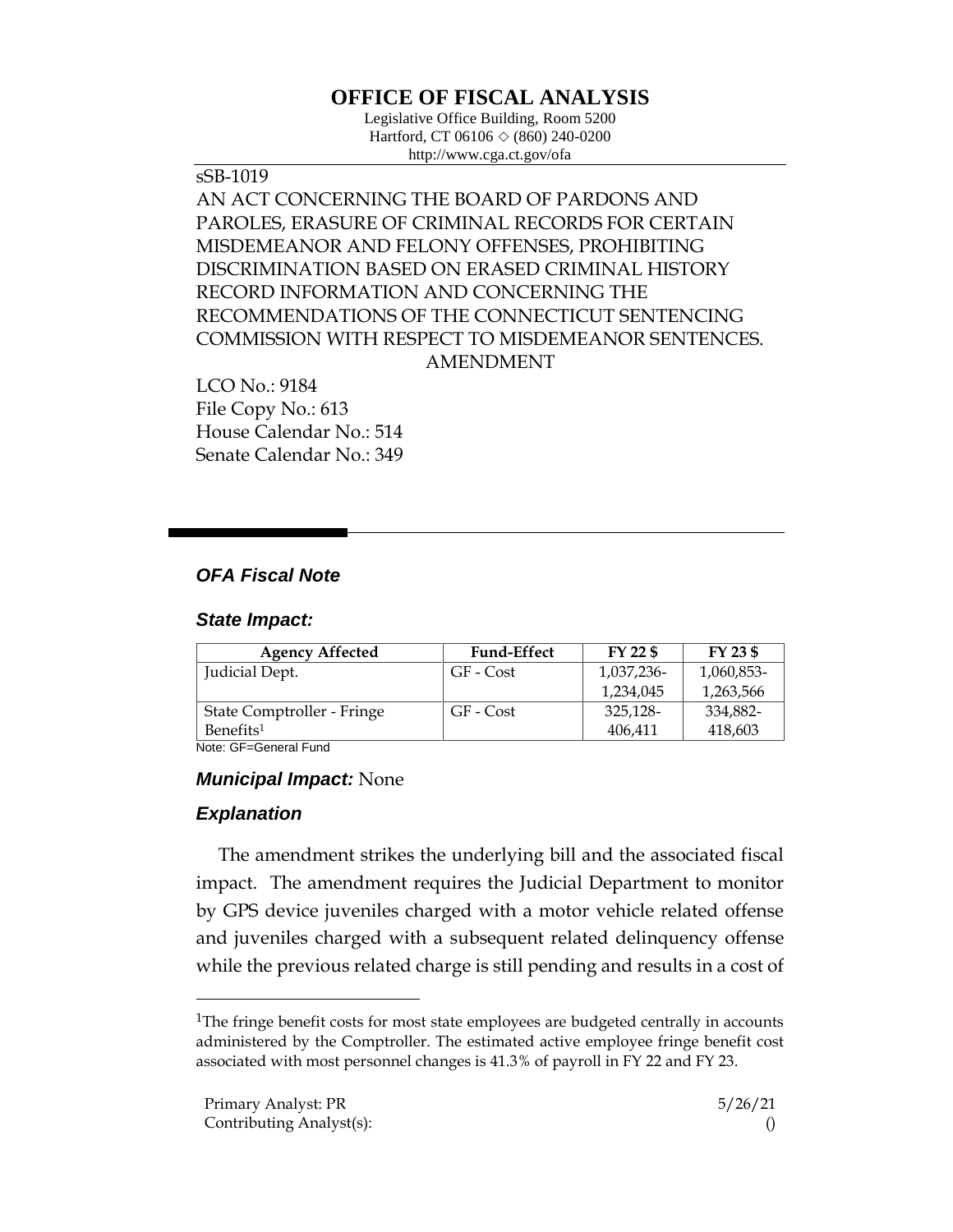# OFFICE OF FISCAL ANALYSIS

Legislative Office Building, Room 5200
Hartford, CT 06106 ◇ (860) 240-0200
http://www.cga.ct.gov/ofa

sSB-1019

AN ACT CONCERNING THE BOARD OF PARDONS AND PAROLES, ERASURE OF CRIMINAL RECORDS FOR CERTAIN MISDEMEANOR AND FELONY OFFENSES, PROHIBITING DISCRIMINATION BASED ON ERASED CRIMINAL HISTORY RECORD INFORMATION AND CONCERNING THE RECOMMENDATIONS OF THE CONNECTICUT SENTENCING COMMISSION WITH RESPECT TO MISDEMEANOR SENTENCES.

AMENDMENT

LCO No.: 9184
File Copy No.: 613
House Calendar No.: 514
Senate Calendar No.: 349

## *OFA Fiscal Note*

### *State Impact:*

| Agency Affected | Fund-Effect | FY 22 $ | FY 23 $ |
|---|---|---|---|
| Judicial Dept. | GF - Cost | 1,037,236-1,234,045 | 1,060,853-1,263,566 |
| State Comptroller - Fringe Benefits[1] | GF - Cost | 325,128-406,411 | 334,882-418,603 |

Note: GF=General Fund

### *Municipal Impact:* None

### *Explanation*

The amendment strikes the underlying bill and the associated fiscal impact. The amendment requires the Judicial Department to monitor by GPS device juveniles charged with a motor vehicle related offense and juveniles charged with a subsequent related delinquency offense while the previous related charge is still pending and results in a cost of

[1]The fringe benefit costs for most state employees are budgeted centrally in accounts administered by the Comptroller. The estimated active employee fringe benefit cost associated with most personnel changes is 41.3% of payroll in FY 22 and FY 23.

Primary Analyst: PR
Contributing Analyst(s):

5/26/21
()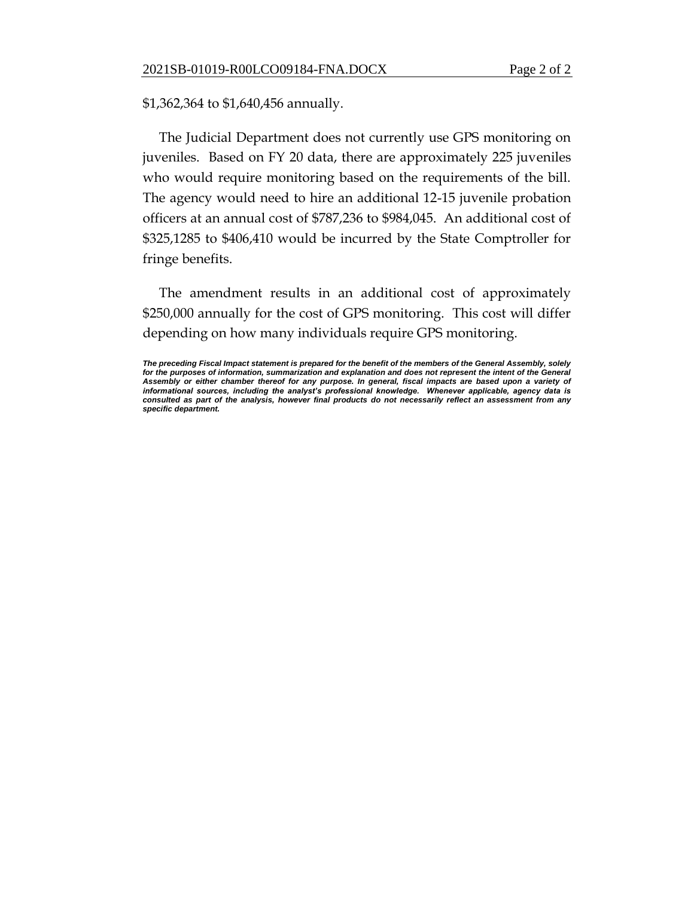$1,362,364 to $1,640,456 annually.

The Judicial Department does not currently use GPS monitoring on juveniles. Based on FY 20 data, there are approximately 225 juveniles who would require monitoring based on the requirements of the bill. The agency would need to hire an additional 12-15 juvenile probation officers at an annual cost of $787,236 to $984,045. An additional cost of $325,1285 to $406,410 would be incurred by the State Comptroller for fringe benefits.

The amendment results in an additional cost of approximately $250,000 annually for the cost of GPS monitoring. This cost will differ depending on how many individuals require GPS monitoring.

***The preceding Fiscal Impact statement is prepared for the benefit of the members of the General Assembly, solely for the purposes of information, summarization and explanation and does not represent the intent of the General Assembly or either chamber thereof for any purpose. In general, fiscal impacts are based upon a variety of informational sources, including the analyst's professional knowledge. Whenever applicable, agency data is consulted as part of the analysis, however final products do not necessarily reflect an assessment from any specific department.***